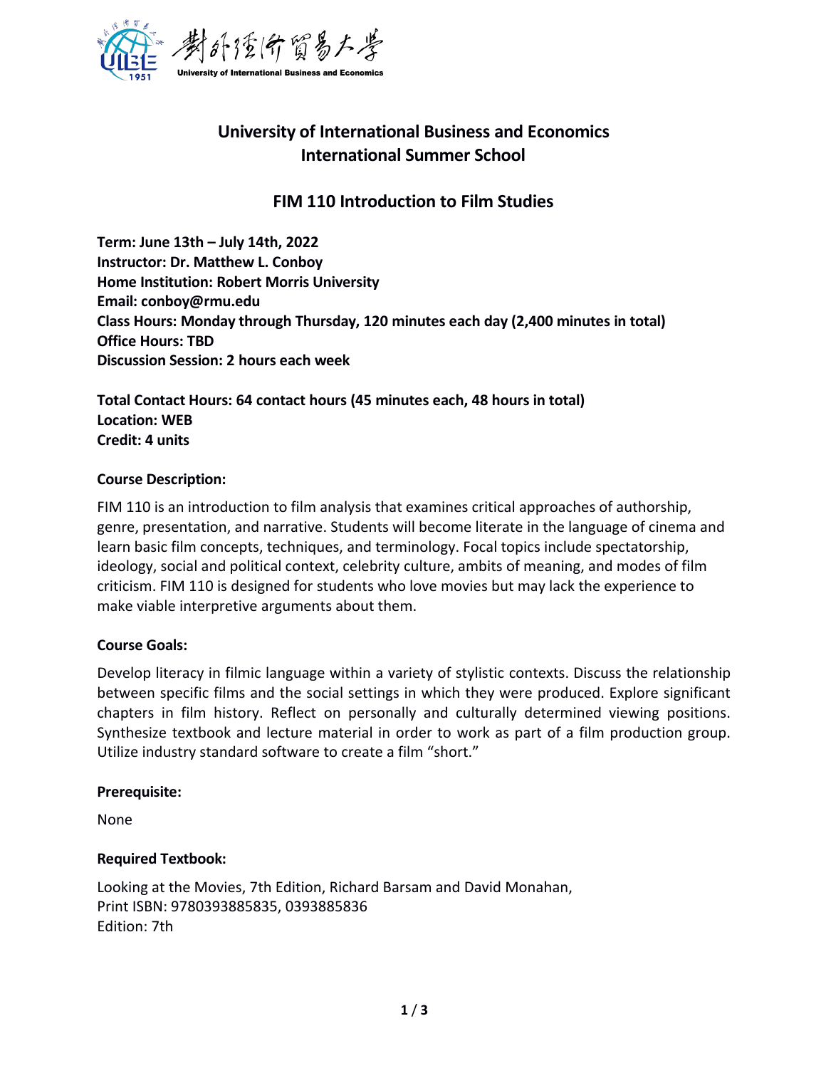# University of International Business and Economics
# International Summer School

## FIM 110 Introduction to Film Studies

**Term: June 13th – July 14th, 2022**
**Instructor: Dr. Matthew L. Conboy**
**Home Institution: Robert Morris University**
**Email: conboy@rmu.edu**
**Class Hours: Monday through Thursday, 120 minutes each day (2,400 minutes in total)**
**Office Hours: TBD**
**Discussion Session: 2 hours each week**

**Total Contact Hours: 64 contact hours (45 minutes each, 48 hours in total)**
**Location: WEB**
**Credit: 4 units**

### Course Description:

FIM 110 is an introduction to film analysis that examines critical approaches of authorship, genre, presentation, and narrative. Students will become literate in the language of cinema and learn basic film concepts, techniques, and terminology. Focal topics include spectatorship, ideology, social and political context, celebrity culture, ambits of meaning, and modes of film criticism. FIM 110 is designed for students who love movies but may lack the experience to make viable interpretive arguments about them.

### Course Goals:

Develop literacy in filmic language within a variety of stylistic contexts. Discuss the relationship between specific films and the social settings in which they were produced. Explore significant chapters in film history. Reflect on personally and culturally determined viewing positions. Synthesize textbook and lecture material in order to work as part of a film production group. Utilize industry standard software to create a film "short."

### Prerequisite:

None

### Required Textbook:

Looking at the Movies, 7th Edition, Richard Barsam and David Monahan,
Print ISBN: 9780393885835, 0393885836
Edition: 7th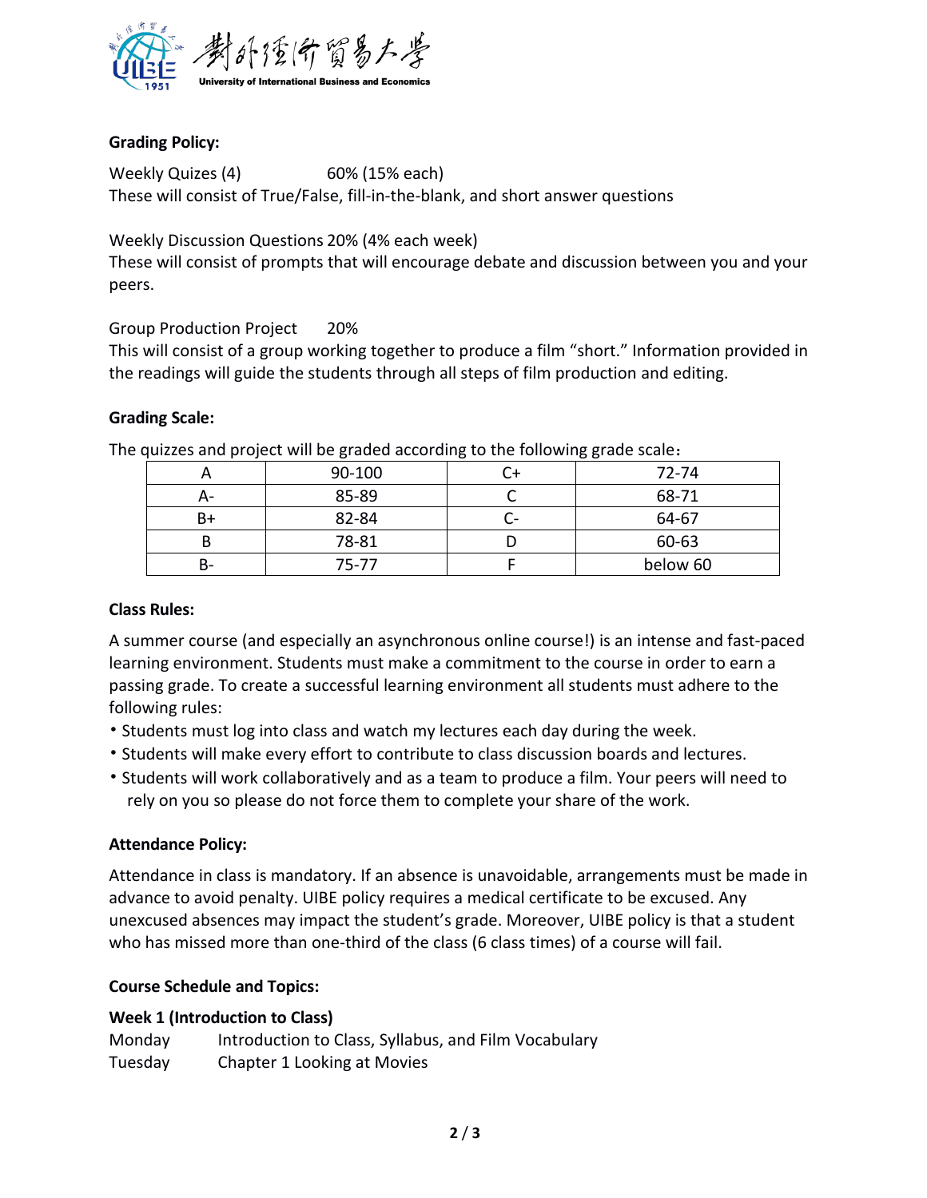**Grading Policy:**

Weekly Quizes (4)    60% (15% each)
These will consist of True/False, fill-in-the-blank, and short answer questions

Weekly Discussion Questions 20% (4% each week)
These will consist of prompts that will encourage debate and discussion between you and your peers.

Group Production Project    20%
This will consist of a group working together to produce a film "short." Information provided in the readings will guide the students through all steps of film production and editing.

**Grading Scale:**

The quizzes and project will be graded according to the following grade scale：

| A | 90-100 | C+ | 72-74 |
|---|---|---|---|
| A- | 85-89 | C | 68-71 |
| B+ | 82-84 | C- | 64-67 |
| B | 78-81 | D | 60-63 |
| B- | 75-77 | F | below 60 |

**Class Rules:**

A summer course (and especially an asynchronous online course!) is an intense and fast-paced learning environment. Students must make a commitment to the course in order to earn a passing grade. To create a successful learning environment all students must adhere to the following rules:

- Students must log into class and watch my lectures each day during the week.
- Students will make every effort to contribute to class discussion boards and lectures.
- Students will work collaboratively and as a team to produce a film. Your peers will need to rely on you so please do not force them to complete your share of the work.

**Attendance Policy:**

Attendance in class is mandatory. If an absence is unavoidable, arrangements must be made in advance to avoid penalty. UIBE policy requires a medical certificate to be excused. Any unexcused absences may impact the student's grade. Moreover, UIBE policy is that a student who has missed more than one-third of the class (6 class times) of a course will fail.

**Course Schedule and Topics:**

**Week 1 (Introduction to Class)**

Monday    Introduction to Class, Syllabus, and Film Vocabulary
Tuesday    Chapter 1 Looking at Movies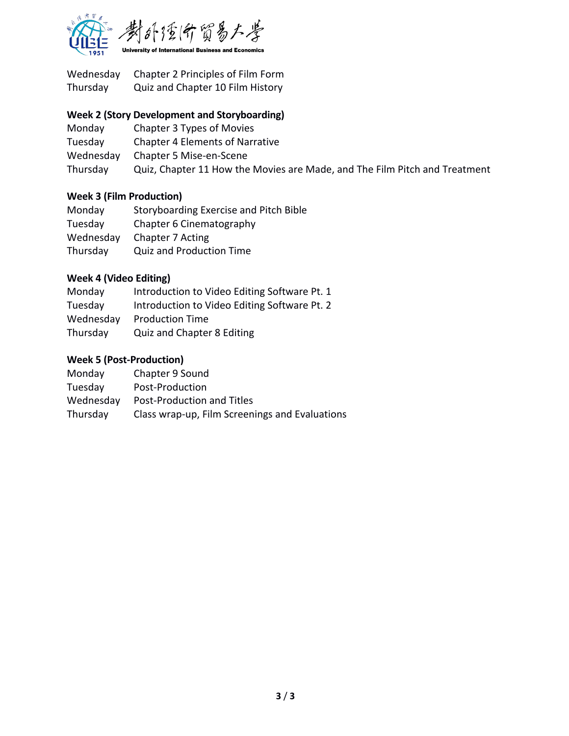| | |
|---|---|
| Wednesday | Chapter 2 Principles of Film Form |
| Thursday | Quiz and Chapter 10 Film History |

**Week 2 (Story Development and Storyboarding)**

| | |
|---|---|
| Monday | Chapter 3 Types of Movies |
| Tuesday | Chapter 4 Elements of Narrative |
| Wednesday | Chapter 5 Mise-en-Scene |
| Thursday | Quiz, Chapter 11 How the Movies are Made, and The Film Pitch and Treatment |

**Week 3 (Film Production)**

| | |
|---|---|
| Monday | Storyboarding Exercise and Pitch Bible |
| Tuesday | Chapter 6 Cinematography |
| Wednesday | Chapter 7 Acting |
| Thursday | Quiz and Production Time |

**Week 4 (Video Editing)**

| | |
|---|---|
| Monday | Introduction to Video Editing Software Pt. 1 |
| Tuesday | Introduction to Video Editing Software Pt. 2 |
| Wednesday | Production Time |
| Thursday | Quiz and Chapter 8 Editing |

**Week 5 (Post-Production)**

| | |
|---|---|
| Monday | Chapter 9 Sound |
| Tuesday | Post-Production |
| Wednesday | Post-Production and Titles |
| Thursday | Class wrap-up, Film Screenings and Evaluations |